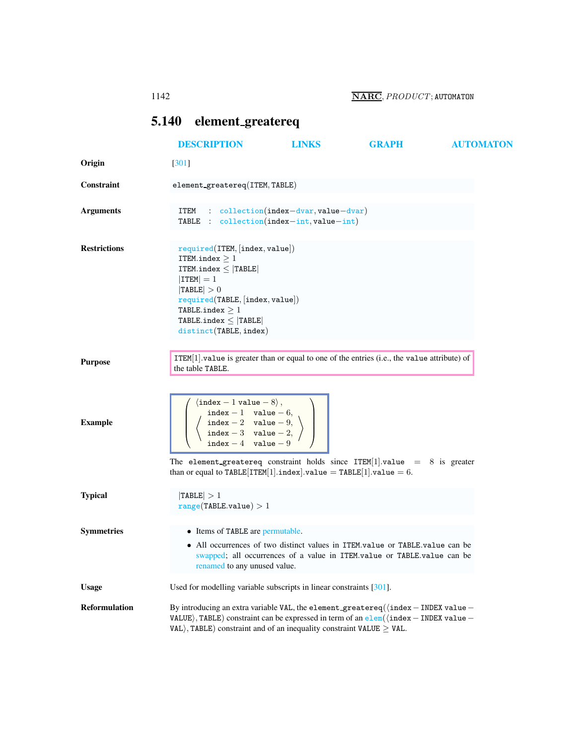## 5.140 element_greatereq

DESCRIPTION LINKS GRAPH AUTOMATON

**Origin** [301]

**Constraint** `element_greatereq(ITEM, TABLE)`

**Arguments**

ITEM : collection(index−dvar, value−dvar)
TABLE : collection(index−int, value−int)

**Restrictions**

required(ITEM, [index, value])
ITEM.index $\geq 1$
ITEM.index $\leq$ |TABLE|
|ITEM| $= 1$
|TABLE| $> 0$
required(TABLE, [index, value])
TABLE.index $\geq 1$
TABLE.index $\leq$ |TABLE|
distinct(TABLE, index)

**Purpose**

ITEM[1].value is greater than or equal to one of the entries (i.e., the value attribute) of the table TABLE.

**Example**

$$\left(\begin{array}{l}\langle \texttt{index}-1\ \texttt{value}-8\rangle,\\ \left\langle\begin{array}{ll}\texttt{index}-1 & \texttt{value}-6,\\ \texttt{index}-2 & \texttt{value}-9,\\ \texttt{index}-3 & \texttt{value}-2,\\ \texttt{index}-4 & \texttt{value}-9\end{array}\right\rangle\end{array}\right)$$

The element_greatereq constraint holds since ITEM[1].value $= 8$ is greater than or equal to TABLE[ITEM[1].index].value $=$ TABLE[1].value $= 6$.

**Typical**

|TABLE| $> 1$
range(TABLE.value) $> 1$

**Symmetries**

- Items of TABLE are permutable.
- All occurrences of two distinct values in ITEM.value or TABLE.value can be swapped; all occurrences of a value in ITEM.value or TABLE.value can be renamed to any unused value.

**Usage** Used for modelling variable subscripts in linear constraints [301].

**Reformulation** By introducing an extra variable VAL, the element_greatereq($\langle$index − INDEX value − VALUE$\rangle$, TABLE) constraint can be expressed in term of an elem($\langle$index − INDEX value − VAL$\rangle$, TABLE) constraint and of an inequality constraint VALUE $\geq$ VAL.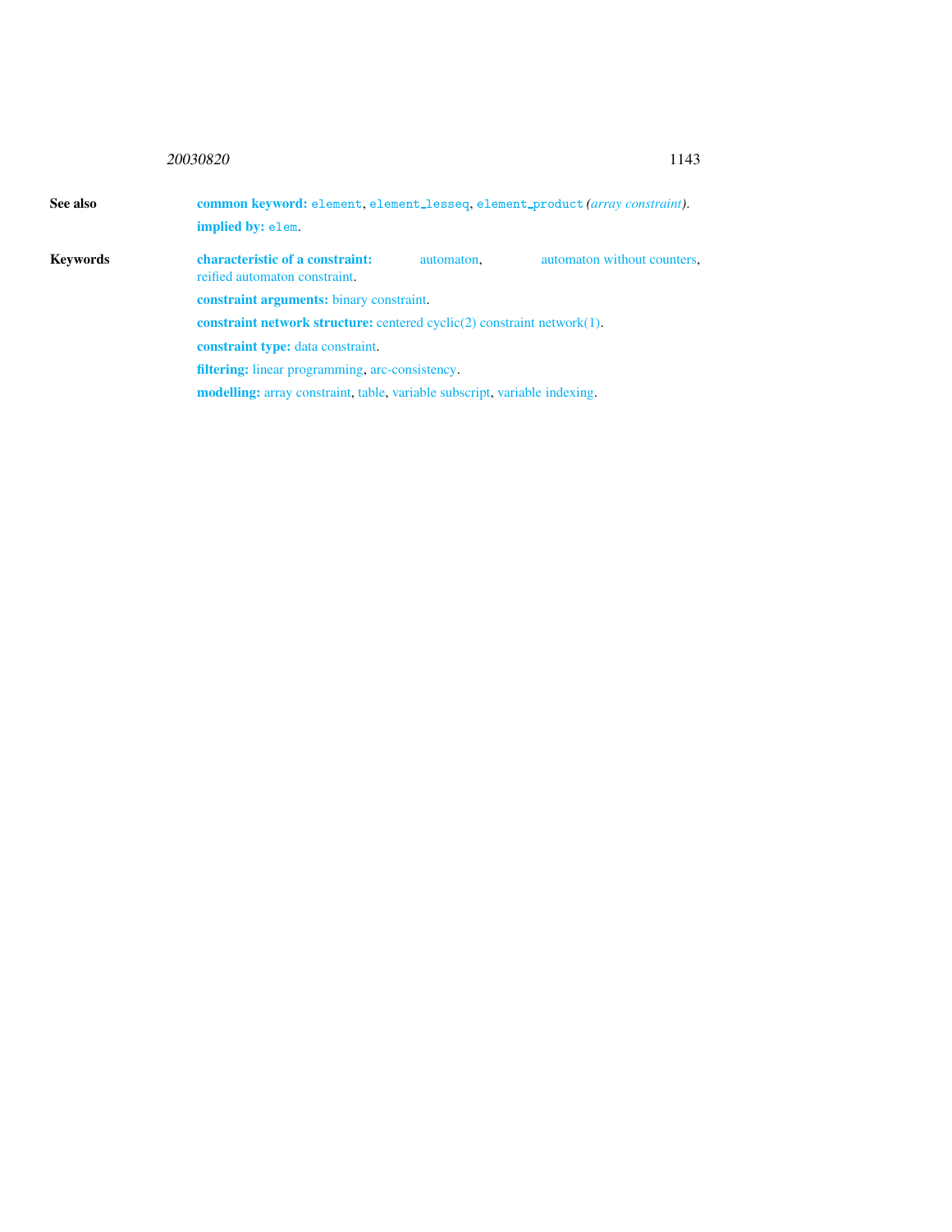**See also**

**common keyword:** `element`, `element_lesseq`, `element_product` *(array constraint)*.

**implied by:** `elem`.

**Keywords**

**characteristic of a constraint:** automaton, automaton without counters, reified automaton constraint.

**constraint arguments:** binary constraint.

**constraint network structure:** centered cyclic(2) constraint network(1).

**constraint type:** data constraint.

**filtering:** linear programming, arc-consistency.

**modelling:** array constraint, table, variable subscript, variable indexing.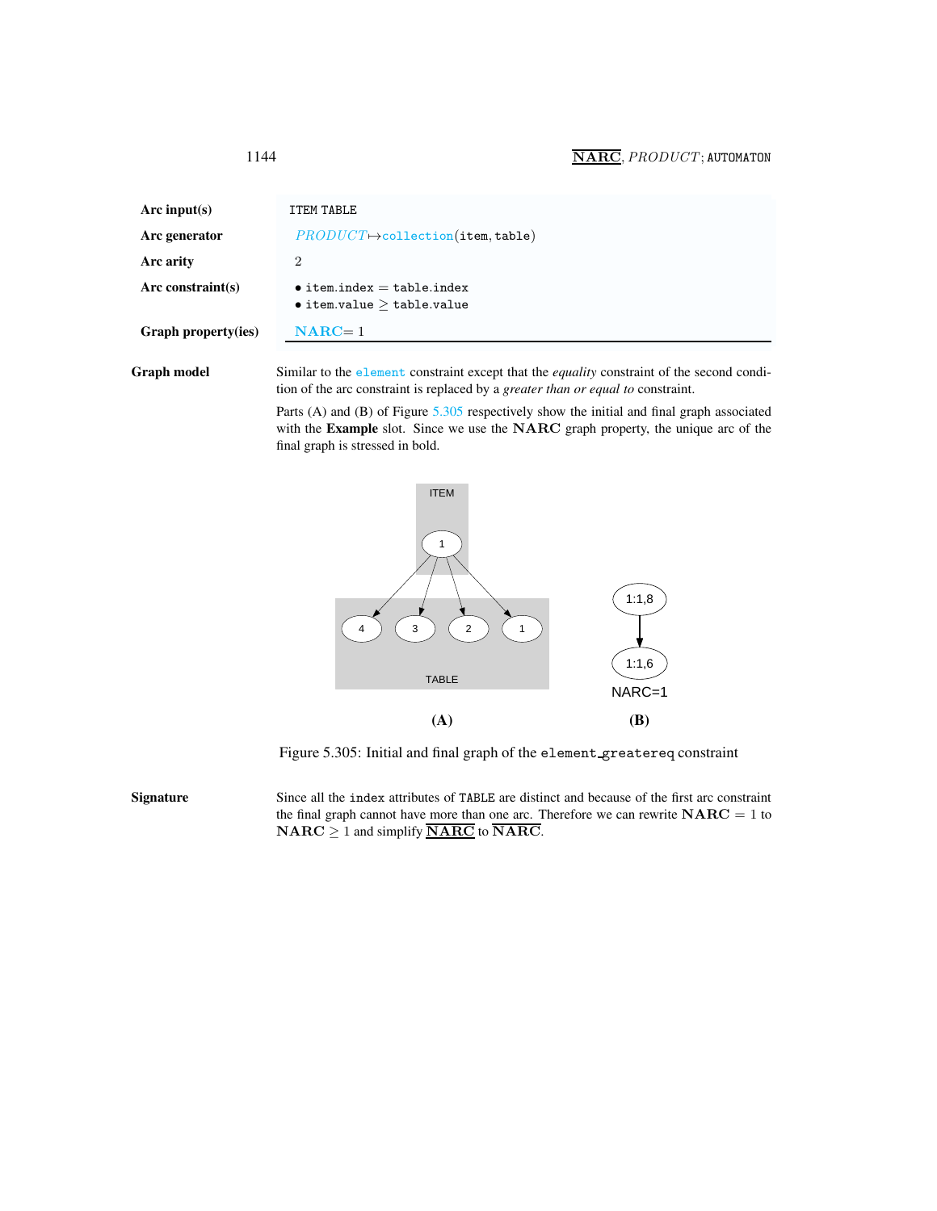| | |
|---|---|
| **Arc input(s)** | ITEM TABLE |
| **Arc generator** | $PRODUCT \mapsto$collection(item, table) |
| **Arc arity** | 2 |
| **Arc constraint(s)** | • item.index = table.index<br>• item.value $\geq$ table.value |
| **Graph property(ies)** | **NARC** = 1 |

**Graph model**

Similar to the element constraint except that the *equality* constraint of the second condition of the arc constraint is replaced by a *greater than or equal to* constraint.

Parts (A) and (B) of Figure 5.305 respectively show the initial and final graph associated with the **Example** slot. Since we use the **NARC** graph property, the unique arc of the final graph is stressed in bold.

Figure 5.305: Initial and final graph of the element_greatereq constraint

**Signature**

Since all the index attributes of TABLE are distinct and because of the first arc constraint the final graph cannot have more than one arc. Therefore we can rewrite **NARC** = 1 to **NARC** $\geq$ 1 and simplify $\underline{\overline{\mathbf{NARC}}}$ to $\overline{\mathbf{NARC}}$.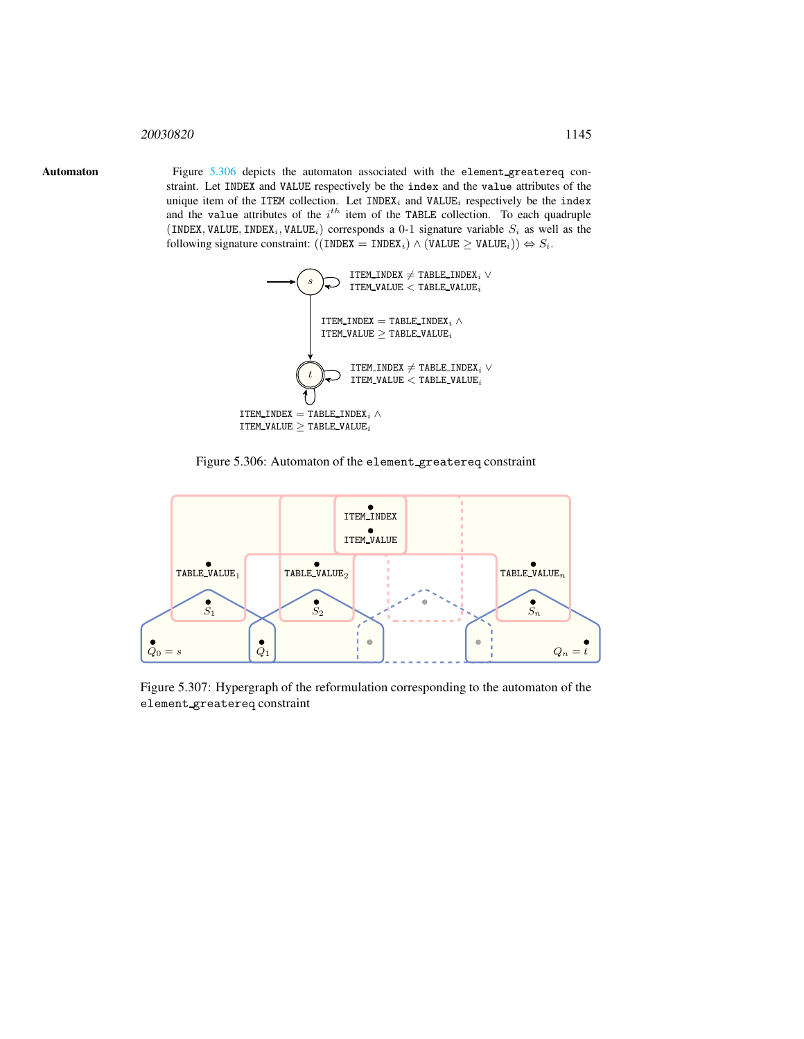**Automaton**

Figure 5.306 depicts the automaton associated with the `element_greatereq` constraint. Let `INDEX` and `VALUE` respectively be the `index` and the `value` attributes of the unique item of the `ITEM` collection. Let $\texttt{INDEX}_i$ and $\texttt{VALUE}_i$ respectively be the `index` and the `value` attributes of the $i^{th}$ item of the `TABLE` collection. To each quadruple $(\texttt{INDEX}, \texttt{VALUE}, \texttt{INDEX}_i, \texttt{VALUE}_i)$ corresponds a 0-1 signature variable $S_i$ as well as the following signature constraint: $((\texttt{INDEX} = \texttt{INDEX}_i) \wedge (\texttt{VALUE} \geq \texttt{VALUE}_i)) \Leftrightarrow S_i$.

s

$\texttt{ITEM\_INDEX} \neq \texttt{TABLE\_INDEX}_i \vee$
$\texttt{ITEM\_VALUE} < \texttt{TABLE\_VALUE}_i$

$\texttt{ITEM\_INDEX} = \texttt{TABLE\_INDEX}_i \wedge$
$\texttt{ITEM\_VALUE} \geq \texttt{TABLE\_VALUE}_i$

t

$\texttt{ITEM\_INDEX} \neq \texttt{TABLE\_INDEX}_i \vee$
$\texttt{ITEM\_VALUE} < \texttt{TABLE\_VALUE}_i$

$\texttt{ITEM\_INDEX} = \texttt{TABLE\_INDEX}_i \wedge$
$\texttt{ITEM\_VALUE} \geq \texttt{TABLE\_VALUE}_i$

Figure 5.306: Automaton of the `element_greatereq` constraint

ITEM_INDEX
ITEM_VALUE
$\texttt{TABLE\_VALUE}_1$
$\texttt{TABLE\_VALUE}_2$
$\texttt{TABLE\_VALUE}_n$
$S_1$
$S_2$
$S_n$
$Q_0 = s$
$Q_1$
$Q_n = t$

Figure 5.307: Hypergraph of the reformulation corresponding to the automaton of the `element_greatereq` constraint